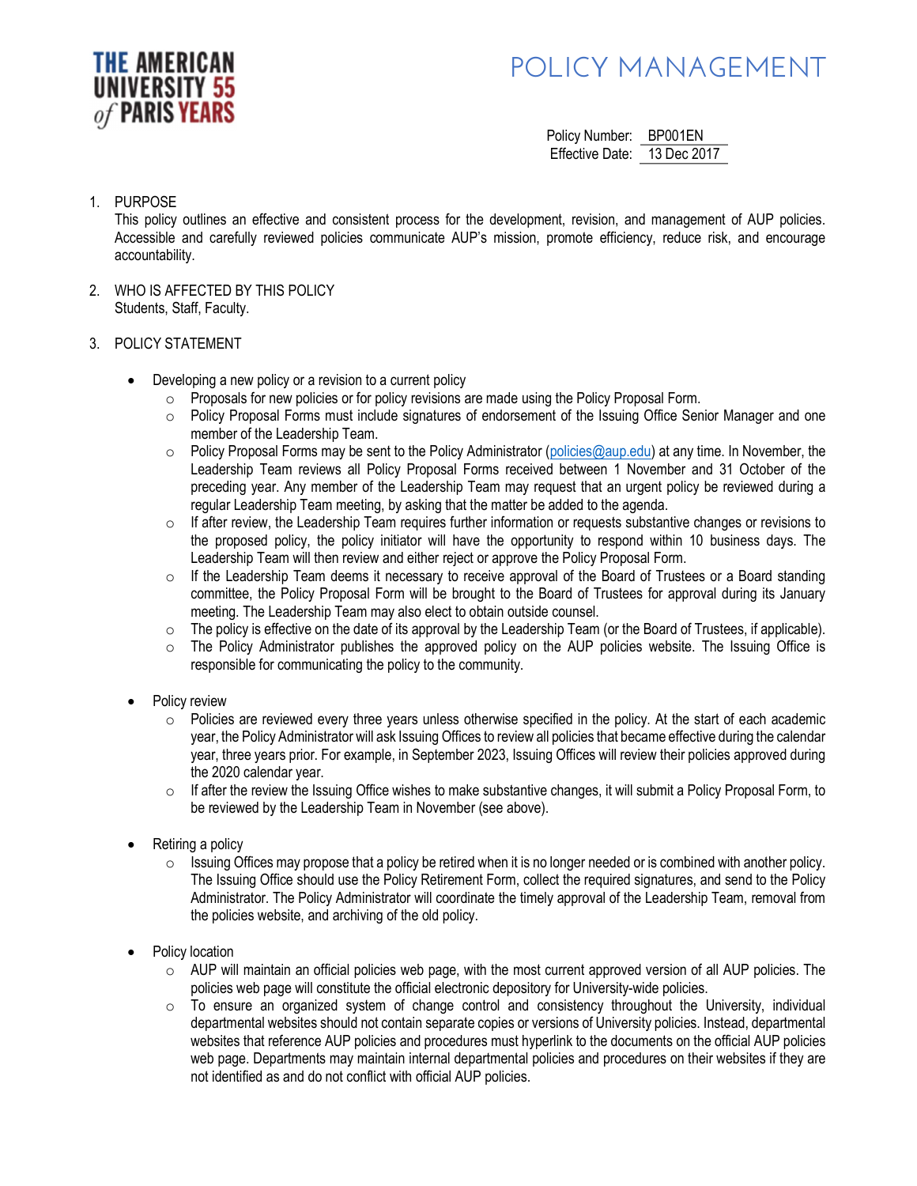THE AMERICAN UNIVERSITY of PARIS 55 YEARS

# POLICY MANAGEMENT

Policy Number: BP001EN
Effective Date: 13 Dec 2017

1. PURPOSE
   This policy outlines an effective and consistent process for the development, revision, and management of AUP policies. Accessible and carefully reviewed policies communicate AUP's mission, promote efficiency, reduce risk, and encourage accountability.

2. WHO IS AFFECTED BY THIS POLICY
   Students, Staff, Faculty.

3. POLICY STATEMENT

- Developing a new policy or a revision to a current policy
  - Proposals for new policies or for policy revisions are made using the Policy Proposal Form.
  - Policy Proposal Forms must include signatures of endorsement of the Issuing Office Senior Manager and one member of the Leadership Team.
  - Policy Proposal Forms may be sent to the Policy Administrator (policies@aup.edu) at any time. In November, the Leadership Team reviews all Policy Proposal Forms received between 1 November and 31 October of the preceding year. Any member of the Leadership Team may request that an urgent policy be reviewed during a regular Leadership Team meeting, by asking that the matter be added to the agenda.
  - If after review, the Leadership Team requires further information or requests substantive changes or revisions to the proposed policy, the policy initiator will have the opportunity to respond within 10 business days. The Leadership Team will then review and either reject or approve the Policy Proposal Form.
  - If the Leadership Team deems it necessary to receive approval of the Board of Trustees or a Board standing committee, the Policy Proposal Form will be brought to the Board of Trustees for approval during its January meeting. The Leadership Team may also elect to obtain outside counsel.
  - The policy is effective on the date of its approval by the Leadership Team (or the Board of Trustees, if applicable).
  - The Policy Administrator publishes the approved policy on the AUP policies website. The Issuing Office is responsible for communicating the policy to the community.

- Policy review
  - Policies are reviewed every three years unless otherwise specified in the policy. At the start of each academic year, the Policy Administrator will ask Issuing Offices to review all policies that became effective during the calendar year, three years prior. For example, in September 2023, Issuing Offices will review their policies approved during the 2020 calendar year.
  - If after the review the Issuing Office wishes to make substantive changes, it will submit a Policy Proposal Form, to be reviewed by the Leadership Team in November (see above).

- Retiring a policy
  - Issuing Offices may propose that a policy be retired when it is no longer needed or is combined with another policy. The Issuing Office should use the Policy Retirement Form, collect the required signatures, and send to the Policy Administrator. The Policy Administrator will coordinate the timely approval of the Leadership Team, removal from the policies website, and archiving of the old policy.

- Policy location
  - AUP will maintain an official policies web page, with the most current approved version of all AUP policies. The policies web page will constitute the official electronic depository for University-wide policies.
  - To ensure an organized system of change control and consistency throughout the University, individual departmental websites should not contain separate copies or versions of University policies. Instead, departmental websites that reference AUP policies and procedures must hyperlink to the documents on the official AUP policies web page. Departments may maintain internal departmental policies and procedures on their websites if they are not identified as and do not conflict with official AUP policies.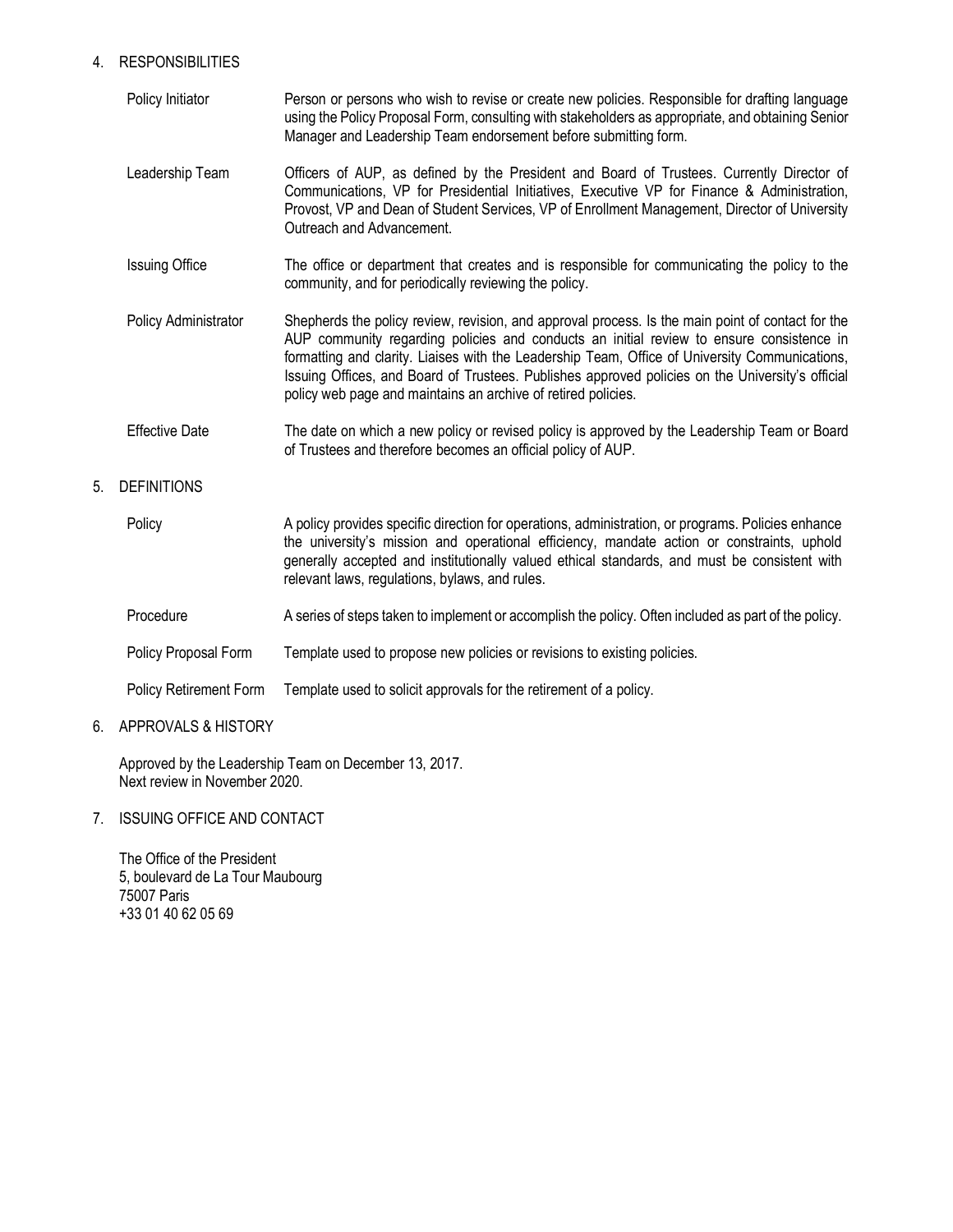## 4. RESPONSIBILITIES

| | |
|---|---|
| Policy Initiator | Person or persons who wish to revise or create new policies. Responsible for drafting language using the Policy Proposal Form, consulting with stakeholders as appropriate, and obtaining Senior Manager and Leadership Team endorsement before submitting form. |
| Leadership Team | Officers of AUP, as defined by the President and Board of Trustees. Currently Director of Communications, VP for Presidential Initiatives, Executive VP for Finance & Administration, Provost, VP and Dean of Student Services, VP of Enrollment Management, Director of University Outreach and Advancement. |
| Issuing Office | The office or department that creates and is responsible for communicating the policy to the community, and for periodically reviewing the policy. |
| Policy Administrator | Shepherds the policy review, revision, and approval process. Is the main point of contact for the AUP community regarding policies and conducts an initial review to ensure consistence in formatting and clarity. Liaises with the Leadership Team, Office of University Communications, Issuing Offices, and Board of Trustees. Publishes approved policies on the University's official policy web page and maintains an archive of retired policies. |
| Effective Date | The date on which a new policy or revised policy is approved by the Leadership Team or Board of Trustees and therefore becomes an official policy of AUP. |

## 5. DEFINITIONS

| | |
|---|---|
| Policy | A policy provides specific direction for operations, administration, or programs. Policies enhance the university's mission and operational efficiency, mandate action or constraints, uphold generally accepted and institutionally valued ethical standards, and must be consistent with relevant laws, regulations, bylaws, and rules. |
| Procedure | A series of steps taken to implement or accomplish the policy. Often included as part of the policy. |
| Policy Proposal Form | Template used to propose new policies or revisions to existing policies. |
| Policy Retirement Form | Template used to solicit approvals for the retirement of a policy. |

## 6. APPROVALS & HISTORY

Approved by the Leadership Team on December 13, 2017.
Next review in November 2020.

## 7. ISSUING OFFICE AND CONTACT

The Office of the President
5, boulevard de La Tour Maubourg
75007 Paris
+33 01 40 62 05 69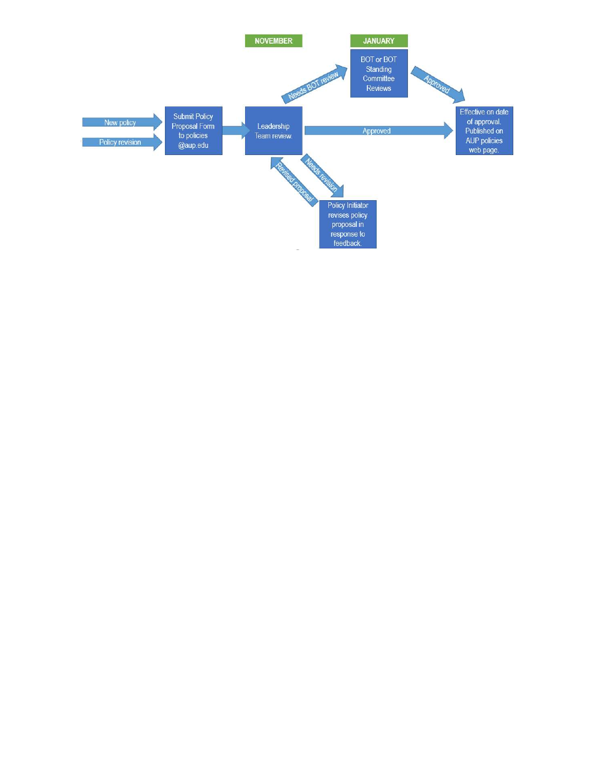NOVEMBER

JANUARY

New policy

Policy revision

Submit Policy Proposal Form to policies @aup.edu

Leadership Team review.

Needs BOT review

BOT or BOT Standing Committee Reviews

Approved

Approved

Effective on date of approval. Published on AUP policies web page.

Needs revision

Policy Initiator revises policy proposal in response to feedback.

Revised proposal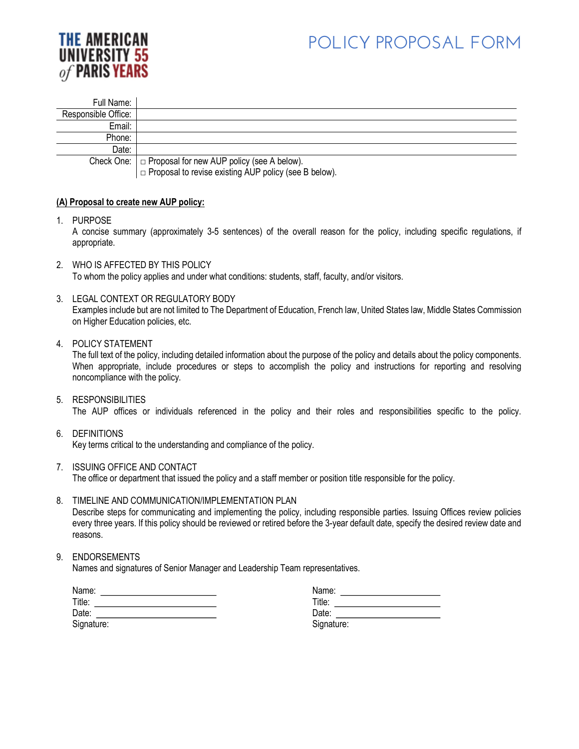THE AMERICAN UNIVERSITY of PARIS 55 YEARS

# POLICY PROPOSAL FORM

| Full Name: | |
|---|---|
| Responsible Office: | |
| Email: | |
| Phone: | |
| Date: | |
| Check One: | □ Proposal for new AUP policy (see A below).<br>□ Proposal to revise existing AUP policy (see B below). |

**(A) Proposal to create new AUP policy:**

1. PURPOSE
   A concise summary (approximately 3-5 sentences) of the overall reason for the policy, including specific regulations, if appropriate.

2. WHO IS AFFECTED BY THIS POLICY
   To whom the policy applies and under what conditions: students, staff, faculty, and/or visitors.

3. LEGAL CONTEXT OR REGULATORY BODY
   Examples include but are not limited to The Department of Education, French law, United States law, Middle States Commission on Higher Education policies, etc.

4. POLICY STATEMENT
   The full text of the policy, including detailed information about the purpose of the policy and details about the policy components. When appropriate, include procedures or steps to accomplish the policy and instructions for reporting and resolving noncompliance with the policy.

5. RESPONSIBILITIES
   The AUP offices or individuals referenced in the policy and their roles and responsibilities specific to the policy.

6. DEFINITIONS
   Key terms critical to the understanding and compliance of the policy.

7. ISSUING OFFICE AND CONTACT
   The office or department that issued the policy and a staff member or position title responsible for the policy.

8. TIMELINE AND COMMUNICATION/IMPLEMENTATION PLAN
   Describe steps for communicating and implementing the policy, including responsible parties. Issuing Offices review policies every three years. If this policy should be reviewed or retired before the 3-year default date, specify the desired review date and reasons.

9. ENDORSEMENTS
   Names and signatures of Senior Manager and Leadership Team representatives.

Name: ______________________
Title: ______________________
Date: ______________________
Signature:

Name: ______________________
Title: ______________________
Date: ______________________
Signature: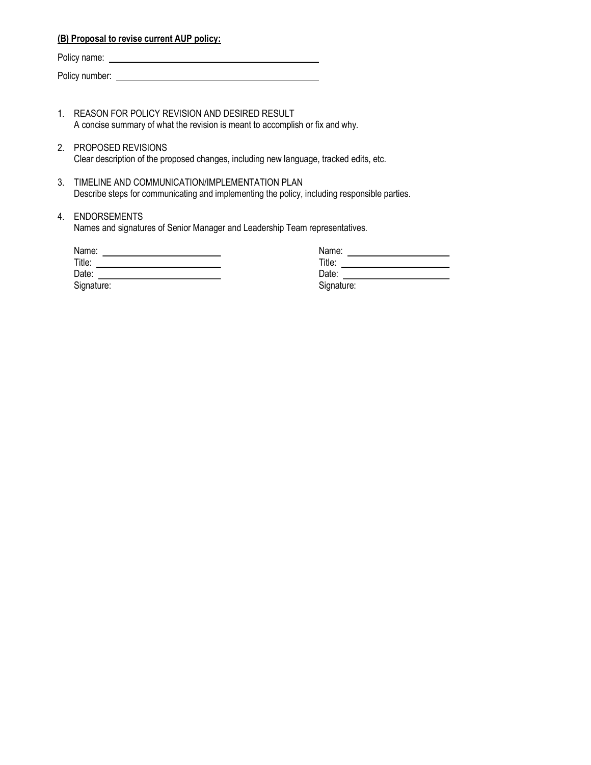**(B) Proposal to revise current AUP policy:**

Policy name: ______________________________

Policy number: ______________________________

1. REASON FOR POLICY REVISION AND DESIRED RESULT
   A concise summary of what the revision is meant to accomplish or fix and why.

2. PROPOSED REVISIONS
   Clear description of the proposed changes, including new language, tracked edits, etc.

3. TIMELINE AND COMMUNICATION/IMPLEMENTATION PLAN
   Describe steps for communicating and implementing the policy, including responsible parties.

4. ENDORSEMENTS
   Names and signatures of Senior Manager and Leadership Team representatives.

   Name: ______________________
   Title: ______________________
   Date: ______________________
   Signature:

   Name: ______________________
   Title: ______________________
   Date: ______________________
   Signature: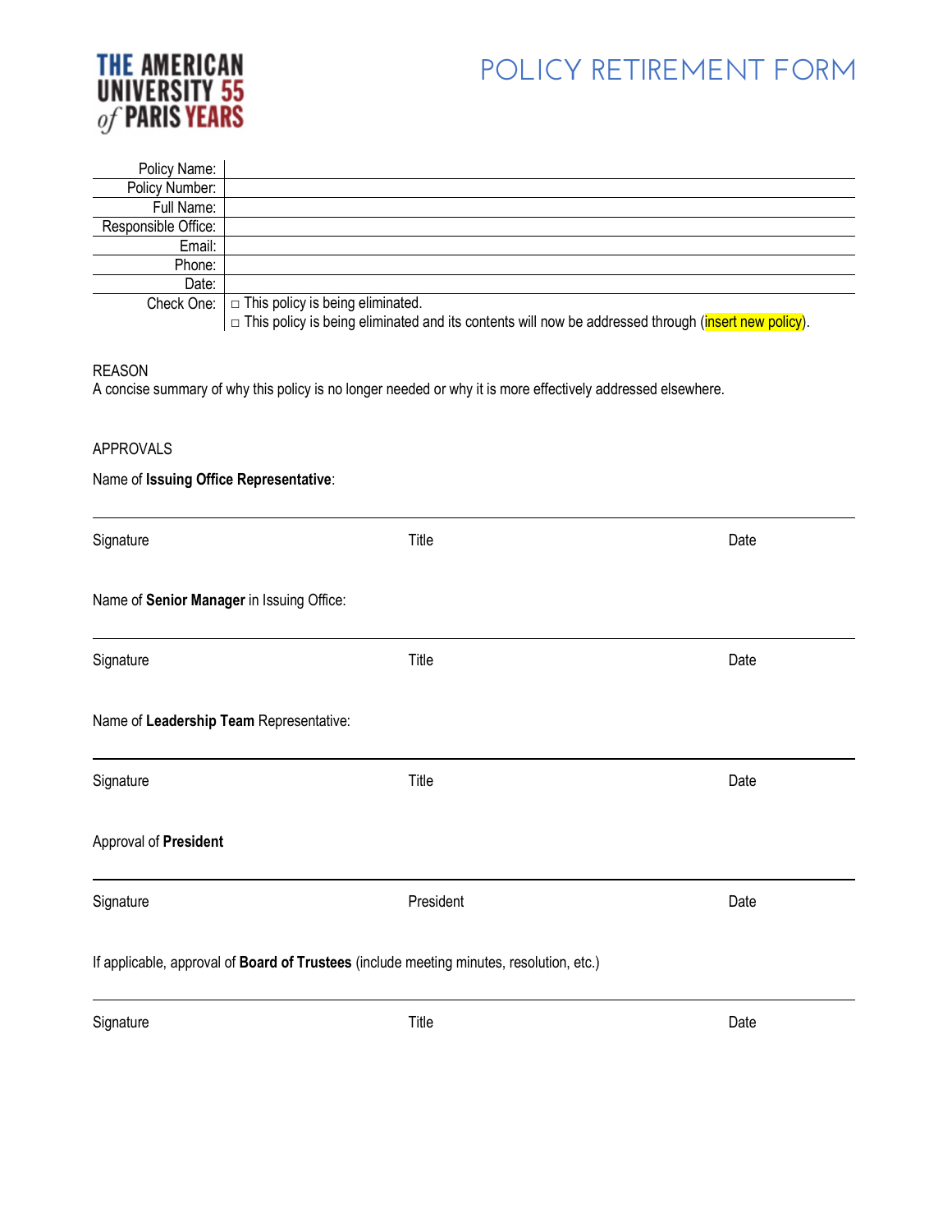THE AMERICAN UNIVERSITY of PARIS 55 YEARS

# POLICY RETIREMENT FORM

| | |
|---|---|
| Policy Name: | |
| Policy Number: | |
| Full Name: | |
| Responsible Office: | |
| Email: | |
| Phone: | |
| Date: | |
| Check One: | □ This policy is being eliminated.<br>□ This policy is being eliminated and its contents will now be addressed through (insert new policy). |

REASON

A concise summary of why this policy is no longer needed or why it is more effectively addressed elsewhere.

APPROVALS

Name of **Issuing Office Representative**:

| Signature | Title | Date |
|---|---|---|

Name of **Senior Manager** in Issuing Office:

| Signature | Title | Date |
|---|---|---|

Name of **Leadership Team** Representative:

| Signature | Title | Date |
|---|---|---|

Approval of **President**

| Signature | President | Date |
|---|---|---|

If applicable, approval of **Board of Trustees** (include meeting minutes, resolution, etc.)

| Signature | Title | Date |
|---|---|---|